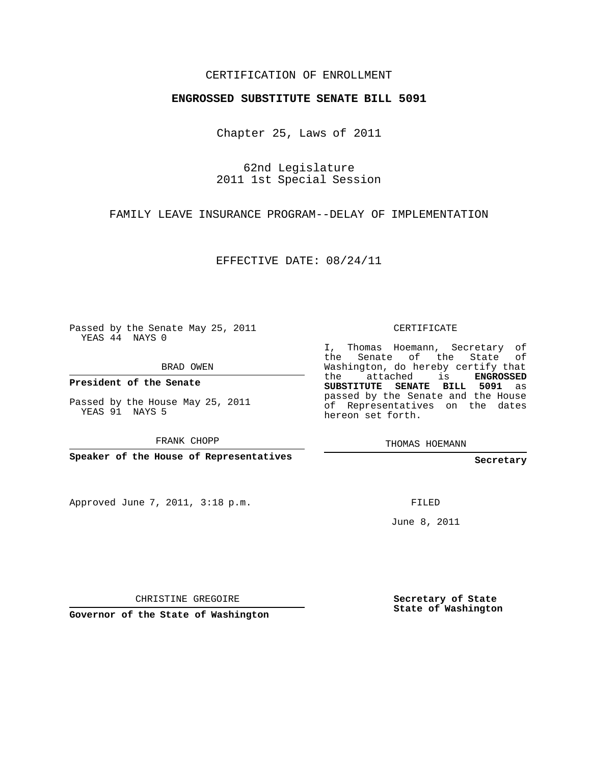CERTIFICATION OF ENROLLMENT

**ENGROSSED SUBSTITUTE SENATE BILL 5091**

Chapter 25, Laws of 2011

62nd Legislature
2011 1st Special Session

FAMILY LEAVE INSURANCE PROGRAM--DELAY OF IMPLEMENTATION

EFFECTIVE DATE: 08/24/11

Passed by the Senate May 25, 2011
YEAS 44 NAYS 0

BRAD OWEN

**President of the Senate**

Passed by the House May 25, 2011
YEAS 91 NAYS 5

FRANK CHOPP

**Speaker of the House of Representatives**

Approved June 7, 2011, 3:18 p.m.

CHRISTINE GREGOIRE

**Governor of the State of Washington**

CERTIFICATE

I, Thomas Hoemann, Secretary of the Senate of the State of Washington, do hereby certify that the attached is **ENGROSSED SUBSTITUTE SENATE BILL 5091** as passed by the Senate and the House of Representatives on the dates hereon set forth.

THOMAS HOEMANN

**Secretary**

FILED

June 8, 2011

**Secretary of State**
**State of Washington**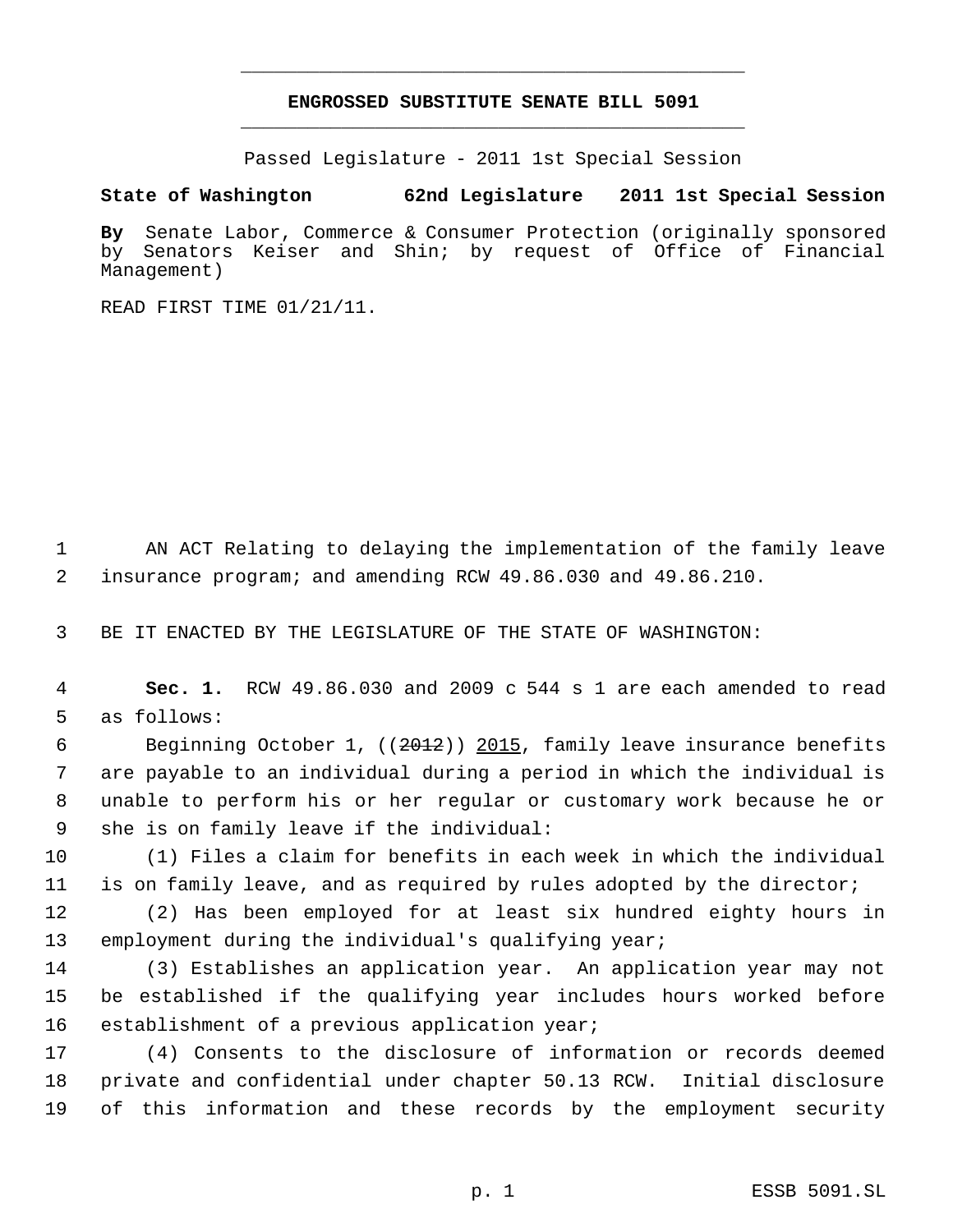# ENGROSSED SUBSTITUTE SENATE BILL 5091

Passed Legislature - 2011 1st Special Session

**State of Washington 62nd Legislature 2011 1st Special Session**

**By** Senate Labor, Commerce & Consumer Protection (originally sponsored by Senators Keiser and Shin; by request of Office of Financial Management)

READ FIRST TIME 01/21/11.

AN ACT Relating to delaying the implementation of the family leave insurance program; and amending RCW 49.86.030 and 49.86.210.

BE IT ENACTED BY THE LEGISLATURE OF THE STATE OF WASHINGTON:

**Sec. 1.** RCW 49.86.030 and 2009 c 544 s 1 are each amended to read as follows:

Beginning October 1, ((~~2012~~)) 2015, family leave insurance benefits are payable to an individual during a period in which the individual is unable to perform his or her regular or customary work because he or she is on family leave if the individual:

(1) Files a claim for benefits in each week in which the individual is on family leave, and as required by rules adopted by the director;

(2) Has been employed for at least six hundred eighty hours in employment during the individual's qualifying year;

(3) Establishes an application year. An application year may not be established if the qualifying year includes hours worked before establishment of a previous application year;

(4) Consents to the disclosure of information or records deemed private and confidential under chapter 50.13 RCW. Initial disclosure of this information and these records by the employment security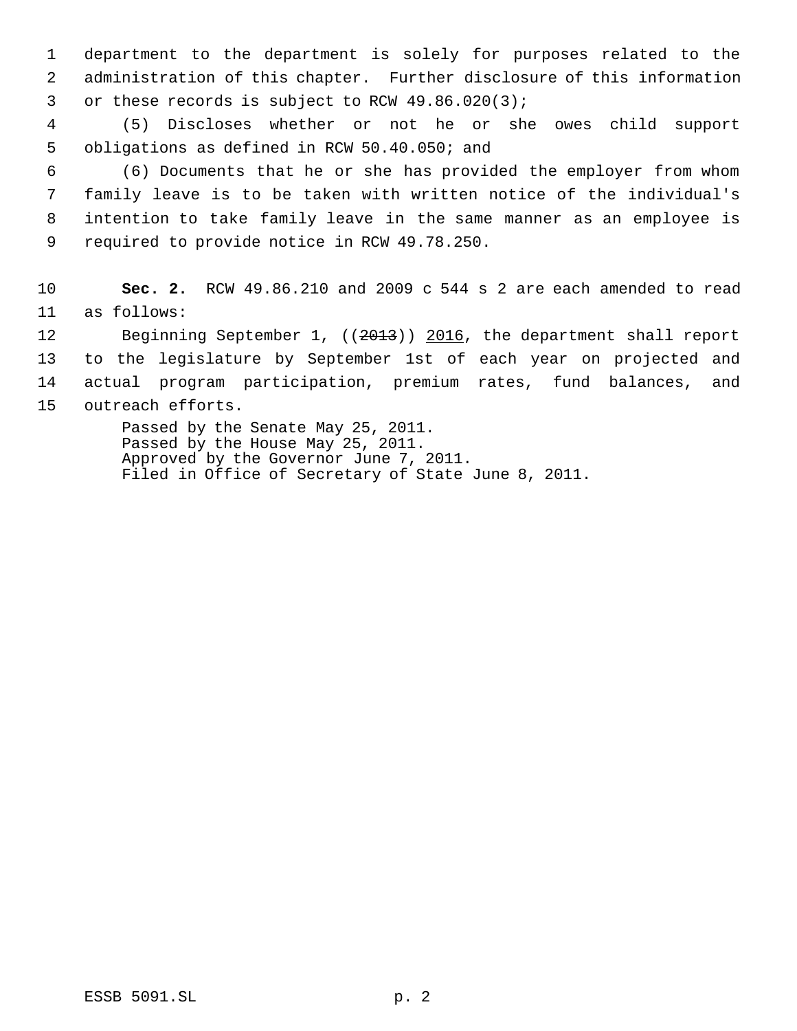department to the department is solely for purposes related to the administration of this chapter. Further disclosure of this information or these records is subject to RCW 49.86.020(3);

(5) Discloses whether or not he or she owes child support obligations as defined in RCW 50.40.050; and

(6) Documents that he or she has provided the employer from whom family leave is to be taken with written notice of the individual's intention to take family leave in the same manner as an employee is required to provide notice in RCW 49.78.250.

**Sec. 2.** RCW 49.86.210 and 2009 c 544 s 2 are each amended to read as follows:

Beginning September 1, ((~~2013~~)) <u>2016</u>, the department shall report to the legislature by September 1st of each year on projected and actual program participation, premium rates, fund balances, and outreach efforts.

Passed by the Senate May 25, 2011.
Passed by the House May 25, 2011.
Approved by the Governor June 7, 2011.
Filed in Office of Secretary of State June 8, 2011.